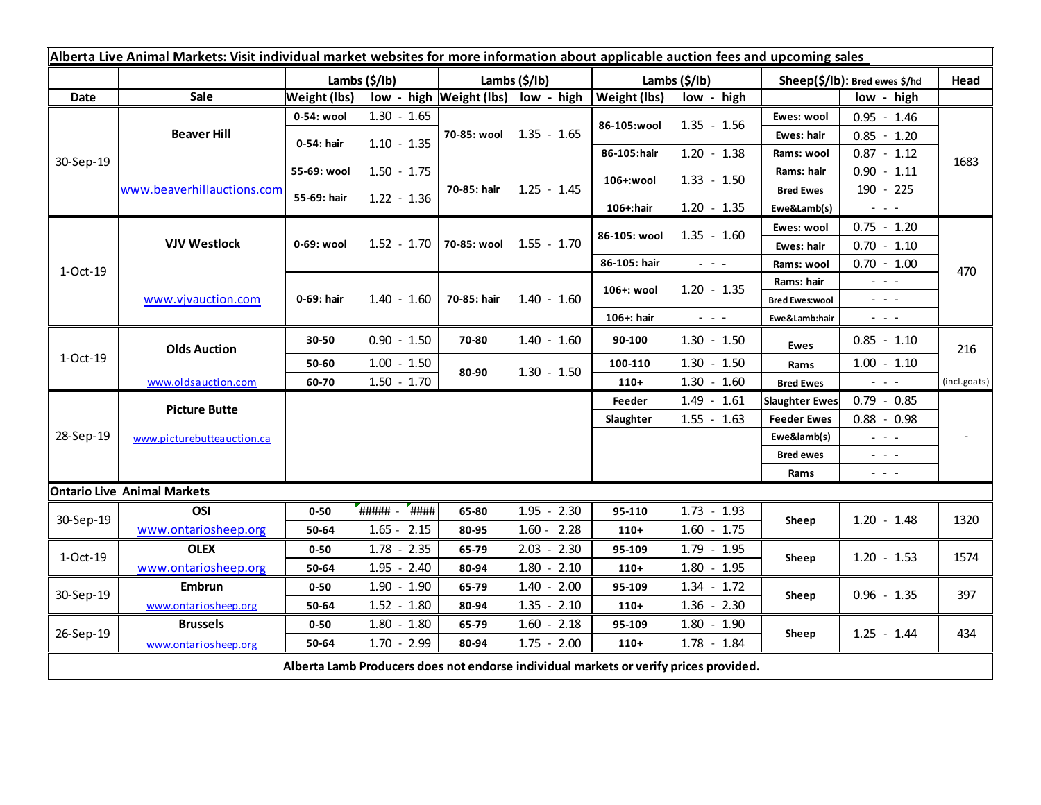**Alberta Live Animal Markets: Visit individual market websites for more information about applicable auction fees and upcoming sales**

| Date | Sale | Lambs ($/lb) | | Lambs ($/lb) | | Lambs ($/lb) | | Sheep($/lb): Bred ewes $/hd | | Head |
|---|---|---|---|---|---|---|---|---|---|---|
| | | Weight (lbs) | low - high | Weight (lbs) | low - high | Weight (lbs) | low - high | | low - high | |
| 30-Sep-19 | Beaver Hill | 0-54: wool | 1.30 - 1.65 | 70-85: wool | 1.35 - 1.65 | 86-105:wool | 1.35 - 1.56 | Ewes: wool | 0.95 - 1.46 | 1683 |
| | | 0-54: hair | 1.10 - 1.35 | | | | | Ewes: hair | 0.85 - 1.20 | |
| | | | | | | 86-105:hair | 1.20 - 1.38 | Rams: wool | 0.87 - 1.12 | |
| | www.beaverhillauctions.com | 55-69: wool | 1.50 - 1.75 | 70-85: hair | 1.25 - 1.45 | 106+:wool | 1.33 - 1.50 | Rams: hair | 0.90 - 1.11 | |
| | | 55-69: hair | 1.22 - 1.36 | | | | | Bred Ewes | 190 - 225 | |
| | | | | | | 106+:hair | 1.20 - 1.35 | Ewe&Lamb(s) | - - - | |
| 1-Oct-19 | VJV Westlock | 0-69: wool | 1.52 - 1.70 | 70-85: wool | 1.55 - 1.70 | 86-105: wool | 1.35 - 1.60 | Ewes: wool | 0.75 - 1.20 | 470 |
| | | | | | | | | Ewes: hair | 0.70 - 1.10 | |
| | | | | | | 86-105: hair | - - - | Rams: wool | 0.70 - 1.00 | |
| | www.vjvauction.com | 0-69: hair | 1.40 - 1.60 | 70-85: hair | 1.40 - 1.60 | 106+: wool | 1.20 - 1.35 | Rams: hair | - - - | |
| | | | | | | | | Bred Ewes:wool | - - - | |
| | | | | | | 106+: hair | - - - | Ewe&Lamb:hair | - - - | |
| 1-Oct-19 | Olds Auction | 30-50 | 0.90 - 1.50 | 70-80 | 1.40 - 1.60 | 90-100 | 1.30 - 1.50 | Ewes | 0.85 - 1.10 | 216 |
| | | 50-60 | 1.00 - 1.50 | 80-90 | 1.30 - 1.50 | 100-110 | 1.30 - 1.50 | Rams | 1.00 - 1.10 | |
| | www.oldsauction.com | 60-70 | 1.50 - 1.70 | | | 110+ | 1.30 - 1.60 | Bred Ewes | - - - | (incl.goats) |
| 28-Sep-19 | Picture Butte | | | | | Feeder | 1.49 - 1.61 | Slaughter Ewes | 0.79 - 0.85 | - |
| | | | | | | Slaughter | 1.55 - 1.63 | Feeder Ewes | 0.88 - 0.98 | |
| | www.picturebutteauction.ca | | | | | | | Ewe&lamb(s) | - - - | |
| | | | | | | | | Bred ewes | - - - | |
| | | | | | | | | Rams | - - - | |
| **Ontario Live Animal Markets** | | | | | | | | | | |
| 30-Sep-19 | OSI | 0-50 | ##### - #### | 65-80 | 1.95 - 2.30 | 95-110 | 1.73 - 1.93 | Sheep | 1.20 - 1.48 | 1320 |
| | www.ontariosheep.org | 50-64 | 1.65 - 2.15 | 80-95 | 1.60 - 2.28 | 110+ | 1.60 - 1.75 | | | |
| 1-Oct-19 | OLEX | 0-50 | 1.78 - 2.35 | 65-79 | 2.03 - 2.30 | 95-109 | 1.79 - 1.95 | Sheep | 1.20 - 1.53 | 1574 |
| | www.ontariosheep.org | 50-64 | 1.95 - 2.40 | 80-94 | 1.80 - 2.10 | 110+ | 1.80 - 1.95 | | | |
| 30-Sep-19 | Embrun | 0-50 | 1.90 - 1.90 | 65-79 | 1.40 - 2.00 | 95-109 | 1.34 - 1.72 | Sheep | 0.96 - 1.35 | 397 |
| | www.ontariosheep.org | 50-64 | 1.52 - 1.80 | 80-94 | 1.35 - 2.10 | 110+ | 1.36 - 2.30 | | | |
| 26-Sep-19 | Brussels | 0-50 | 1.80 - 1.80 | 65-79 | 1.60 - 2.18 | 95-109 | 1.80 - 1.90 | Sheep | 1.25 - 1.44 | 434 |
| | www.ontariosheep.org | 50-64 | 1.70 - 2.99 | 80-94 | 1.75 - 2.00 | 110+ | 1.78 - 1.84 | | | |

**Alberta Lamb Producers does not endorse individual markets or verify prices provided.**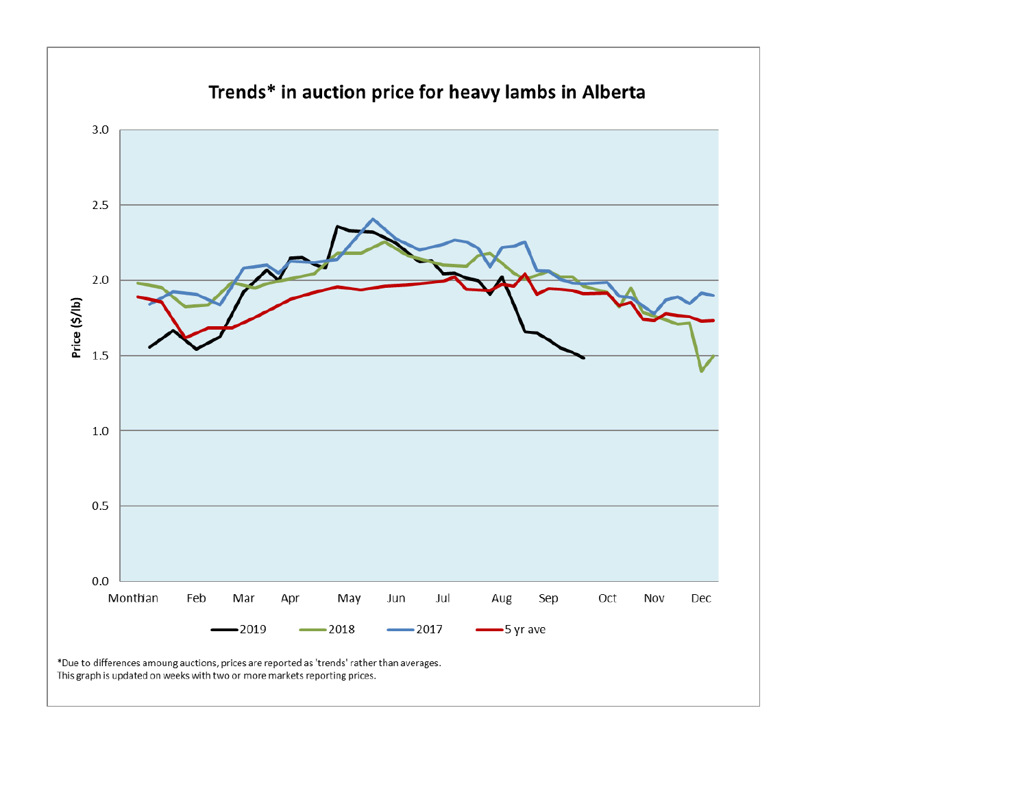## Trends* in auction price for heavy lambs in Alberta

Price ($/lb)

3.0
2.5
2.0
1.5
1.0
0.5
0.0

Month Jan Feb Mar Apr May Jun Jul Aug Sep Oct Nov Dec

2019 2018 2017 5 yr ave

*Due to differences amoung auctions, prices are reported as 'trends' rather than averages.
This graph is updated on weeks with two or more markets reporting prices.